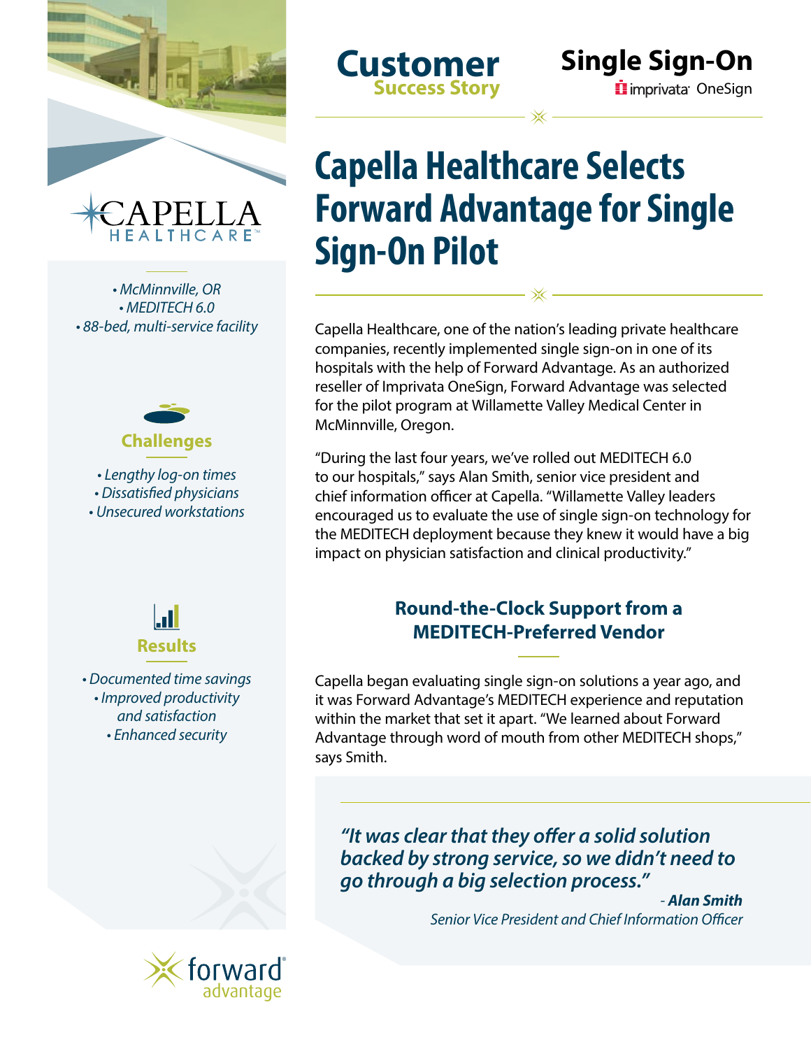Customer
Success Story

Single Sign-On
imprivata OneSign

# Capella Healthcare Selects Forward Advantage for Single Sign-On Pilot

CAPELLA HEALTHCARE™

- McMinnville, OR
- MEDITECH 6.0
- 88-bed, multi-service facility

**Challenges**

- Lengthy log-on times
- Dissatisfied physicians
- Unsecured workstations

**Results**

- Documented time savings
- Improved productivity and satisfaction
- Enhanced security

Capella Healthcare, one of the nation's leading private healthcare companies, recently implemented single sign-on in one of its hospitals with the help of Forward Advantage. As an authorized reseller of Imprivata OneSign, Forward Advantage was selected for the pilot program at Willamette Valley Medical Center in McMinnville, Oregon.

"During the last four years, we've rolled out MEDITECH 6.0 to our hospitals," says Alan Smith, senior vice president and chief information officer at Capella. "Willamette Valley leaders encouraged us to evaluate the use of single sign-on technology for the MEDITECH deployment because they knew it would have a big impact on physician satisfaction and clinical productivity."

## Round-the-Clock Support from a MEDITECH-Preferred Vendor

Capella began evaluating single sign-on solutions a year ago, and it was Forward Advantage's MEDITECH experience and reputation within the market that set it apart. "We learned about Forward Advantage through word of mouth from other MEDITECH shops," says Smith.

> *"It was clear that they offer a solid solution backed by strong service, so we didn't need to go through a big selection process."*
>
> \- ***Alan Smith***
> *Senior Vice President and Chief Information Officer*

forward advantage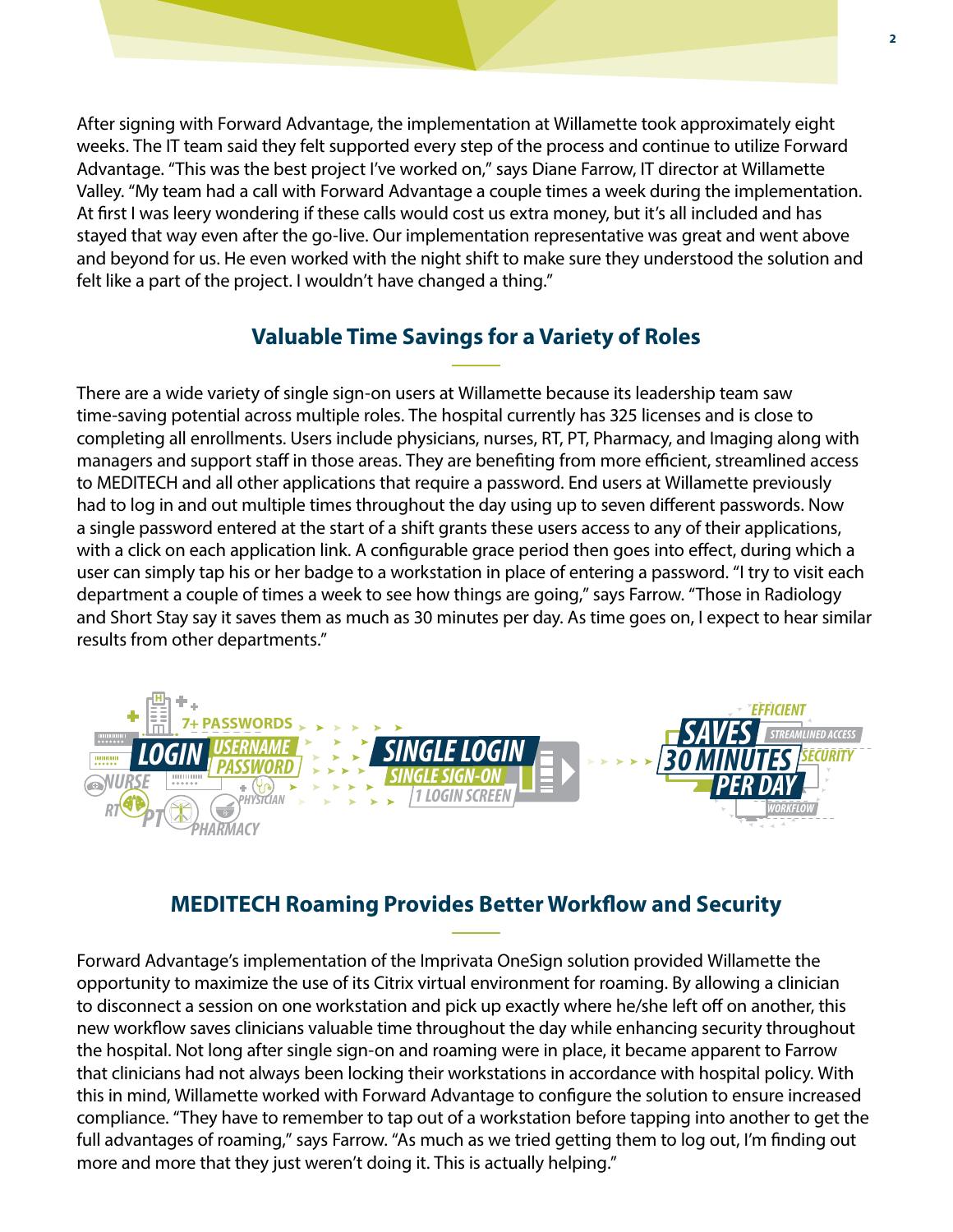After signing with Forward Advantage, the implementation at Willamette took approximately eight weeks. The IT team said they felt supported every step of the process and continue to utilize Forward Advantage. "This was the best project I've worked on," says Diane Farrow, IT director at Willamette Valley. "My team had a call with Forward Advantage a couple times a week during the implementation. At first I was leery wondering if these calls would cost us extra money, but it's all included and has stayed that way even after the go-live. Our implementation representative was great and went above and beyond for us. He even worked with the night shift to make sure they understood the solution and felt like a part of the project. I wouldn't have changed a thing."

## Valuable Time Savings for a Variety of Roles

There are a wide variety of single sign-on users at Willamette because its leadership team saw time-saving potential across multiple roles. The hospital currently has 325 licenses and is close to completing all enrollments. Users include physicians, nurses, RT, PT, Pharmacy, and Imaging along with managers and support staff in those areas. They are benefiting from more efficient, streamlined access to MEDITECH and all other applications that require a password. End users at Willamette previously had to log in and out multiple times throughout the day using up to seven different passwords. Now a single password entered at the start of a shift grants these users access to any of their applications, with a click on each application link. A configurable grace period then goes into effect, during which a user can simply tap his or her badge to a workstation in place of entering a password. "I try to visit each department a couple of times a week to see how things are going," says Farrow. "Those in Radiology and Short Stay say it saves them as much as 30 minutes per day. As time goes on, I expect to hear similar results from other departments."

## MEDITECH Roaming Provides Better Workflow and Security

Forward Advantage's implementation of the Imprivata OneSign solution provided Willamette the opportunity to maximize the use of its Citrix virtual environment for roaming. By allowing a clinician to disconnect a session on one workstation and pick up exactly where he/she left off on another, this new workflow saves clinicians valuable time throughout the day while enhancing security throughout the hospital. Not long after single sign-on and roaming were in place, it became apparent to Farrow that clinicians had not always been locking their workstations in accordance with hospital policy. With this in mind, Willamette worked with Forward Advantage to configure the solution to ensure increased compliance. "They have to remember to tap out of a workstation before tapping into another to get the full advantages of roaming," says Farrow. "As much as we tried getting them to log out, I'm finding out more and more that they just weren't doing it. This is actually helping."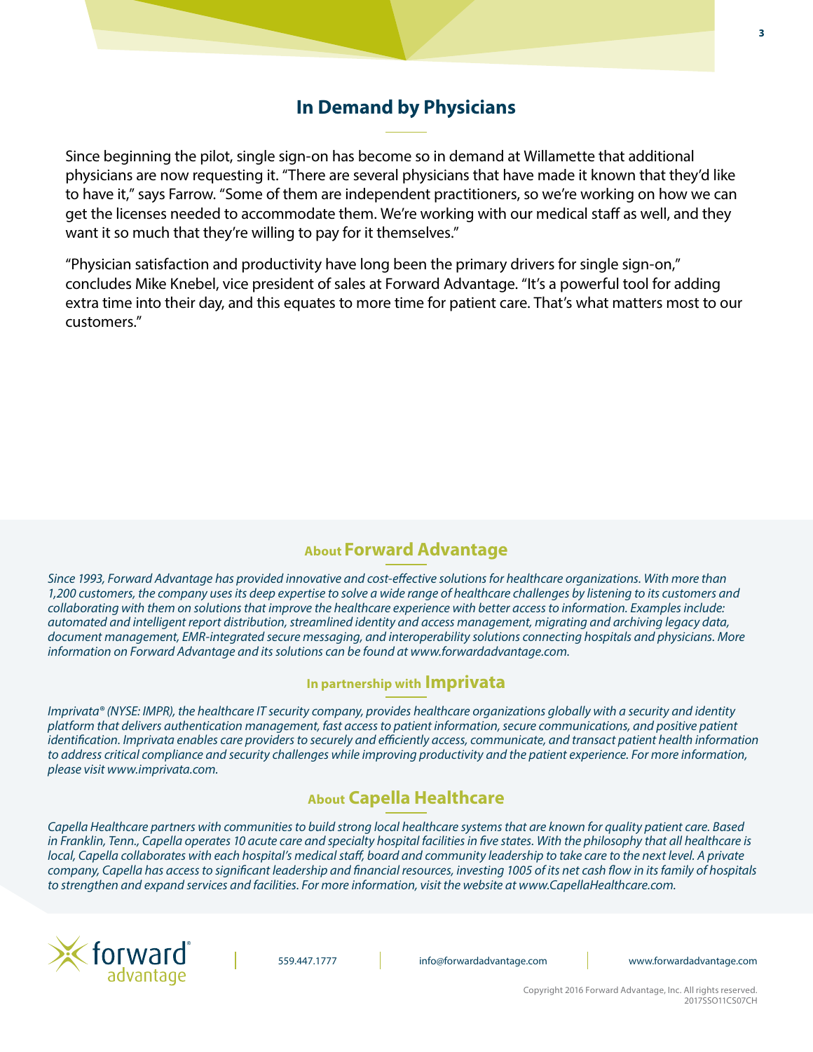## In Demand by Physicians

Since beginning the pilot, single sign-on has become so in demand at Willamette that additional physicians are now requesting it. "There are several physicians that have made it known that they'd like to have it," says Farrow. "Some of them are independent practitioners, so we're working on how we can get the licenses needed to accommodate them. We're working with our medical staff as well, and they want it so much that they're willing to pay for it themselves."

"Physician satisfaction and productivity have long been the primary drivers for single sign-on," concludes Mike Knebel, vice president of sales at Forward Advantage. "It's a powerful tool for adding extra time into their day, and this equates to more time for patient care. That's what matters most to our customers."

## About Forward Advantage

*Since 1993, Forward Advantage has provided innovative and cost-effective solutions for healthcare organizations. With more than 1,200 customers, the company uses its deep expertise to solve a wide range of healthcare challenges by listening to its customers and collaborating with them on solutions that improve the healthcare experience with better access to information. Examples include: automated and intelligent report distribution, streamlined identity and access management, migrating and archiving legacy data, document management, EMR-integrated secure messaging, and interoperability solutions connecting hospitals and physicians. More information on Forward Advantage and its solutions can be found at www.forwardadvantage.com.*

## In partnership with Imprivata

*Imprivata® (NYSE: IMPR), the healthcare IT security company, provides healthcare organizations globally with a security and identity platform that delivers authentication management, fast access to patient information, secure communications, and positive patient identification. Imprivata enables care providers to securely and efficiently access, communicate, and transact patient health information to address critical compliance and security challenges while improving productivity and the patient experience. For more information, please visit www.imprivata.com.*

## About Capella Healthcare

*Capella Healthcare partners with communities to build strong local healthcare systems that are known for quality patient care. Based in Franklin, Tenn., Capella operates 10 acute care and specialty hospital facilities in five states. With the philosophy that all healthcare is local, Capella collaborates with each hospital's medical staff, board and community leadership to take care to the next level. A private company, Capella has access to significant leadership and financial resources, investing 1005 of its net cash flow in its family of hospitals to strengthen and expand services and facilities. For more information, visit the website at www.CapellaHealthcare.com.*

forward advantage | 559.447.1777 | info@forwardadvantage.com | www.forwardadvantage.com

Copyright 2016 Forward Advantage, Inc. All rights reserved.
2017SSO11CS07CH